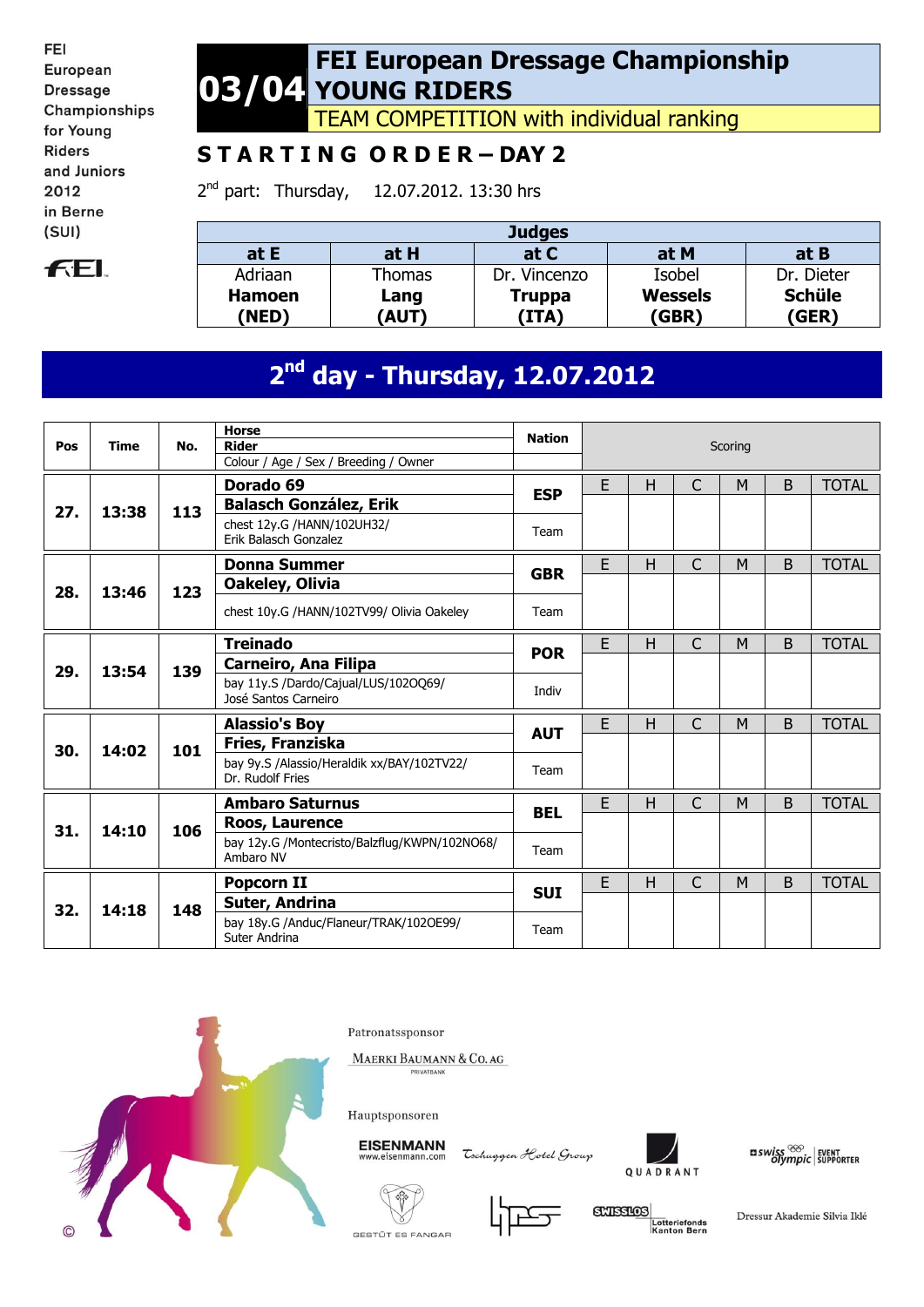FEI European Dressage Championships for Young Riders and Juniors 2012 in Berne (SUI)

# 03/04 FEI European Dressage Championship YOUNG RIDERS

## TEAM COMPETITION with individual ranking

## STARTING ORDER – DAY 2

2nd part: Thursday, 12.07.2012. 13:30 hrs

| Judges | | | | |
|---|---|---|---|---|
| at E | at H | at C | at M | at B |
| Adriaan **Hamoen** **(NED)** | Thomas **Lang** **(AUT)** | Dr. Vincenzo **Truppa** **(ITA)** | Isobel **Wessels** **(GBR)** | Dr. Dieter **Schüle** **(GER)** |

## 2nd day - Thursday, 12.07.2012

| Pos | Time | No. | Horse / Rider / Colour / Age / Sex / Breeding / Owner | Nation | E | H | C | M | B | TOTAL |
|---|---|---|---|---|---|---|---|---|---|---|
| 27. | 13:38 | 113 | **Dorado 69** **Balasch González, Erik** chest 12y.G /HANN/102UH32/ Erik Balasch Gonzalez | **ESP** Team | | | | | | |
| 28. | 13:46 | 123 | **Donna Summer** **Oakeley, Olivia** chest 10y.G /HANN/102TV99/ Olivia Oakeley | **GBR** Team | | | | | | |
| 29. | 13:54 | 139 | **Treinado** **Carneiro, Ana Filipa** bay 11y.S /Dardo/Cajual/LUS/102OQ69/ José Santos Carneiro | **POR** Indiv | | | | | | |
| 30. | 14:02 | 101 | **Alassio's Boy** **Fries, Franziska** bay 9y.S /Alassio/Heraldik xx/BAY/102TV22/ Dr. Rudolf Fries | **AUT** Team | | | | | | |
| 31. | 14:10 | 106 | **Ambaro Saturnus** **Roos, Laurence** bay 12y.G /Montecristo/Balzflug/KWPN/102NO68/ Ambaro NV | **BEL** Team | | | | | | |
| 32. | 14:18 | 148 | **Popcorn II** **Suter, Andrina** bay 18y.G /Anduc/Flaneur/TRAK/102OE99/ Suter Andrina | **SUI** Team | | | | | | |

Patronatssponsor

MAERKI BAUMANN & CO. AG PRIVATBANK

Hauptsponsoren

EISENMANN www.eisenmann.com | Tschuggen Hotel Group | QUADRANT | swiss olympic EVENT SUPPORTER | GESTÜT ES FANGAR | SWISSLOS Lotteriefonds Kanton Bern | Dressur Akademie Silvia Iklé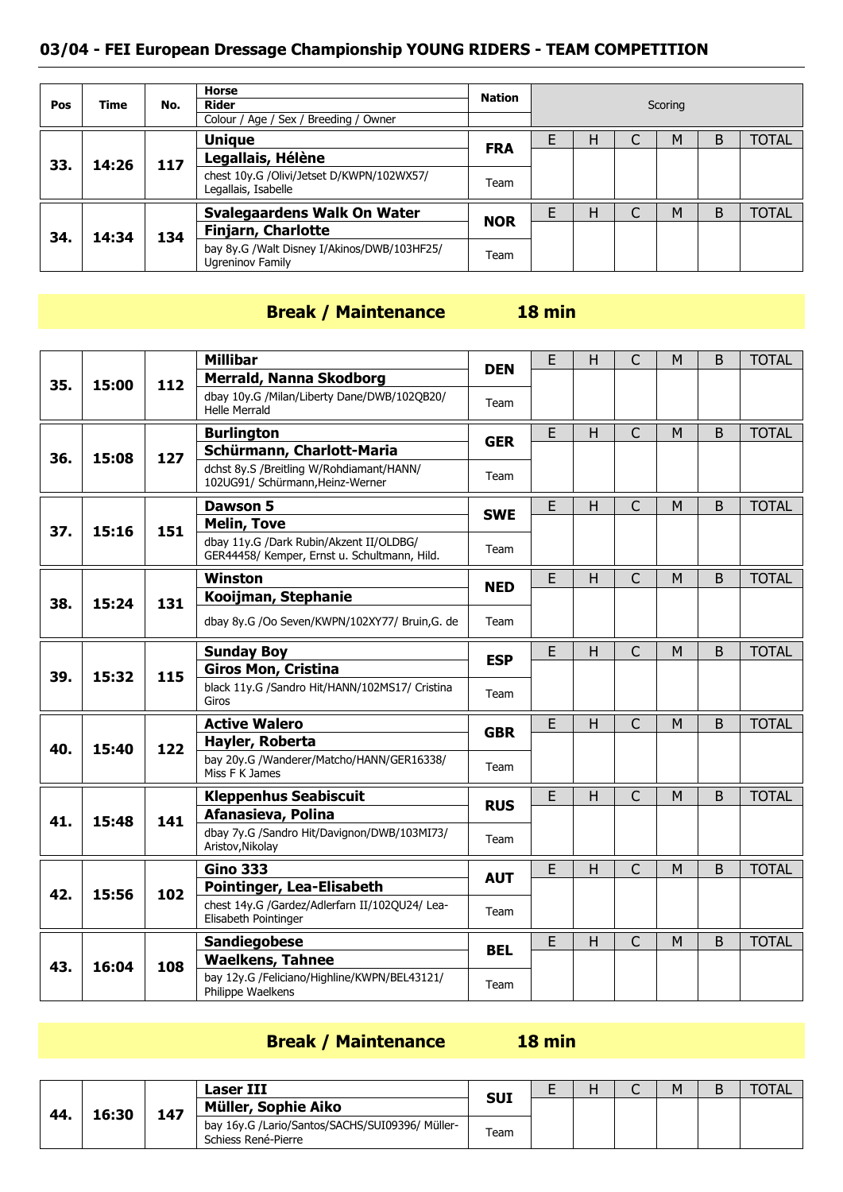## 03/04 - FEI European Dressage Championship YOUNG RIDERS - TEAM COMPETITION

| Pos | Time | No. | Horse / Rider / Colour / Age / Sex / Breeding / Owner | Nation | E | H | C | M | B | TOTAL |
|---|---|---|---|---|---|---|---|---|---|---|
| 33. | 14:26 | 117 | **Unique**<br>**Legallais, Hélène**<br>chest 10y.G /Olivi/Jetset D/KWPN/102WX57/ Legallais, Isabelle | **FRA**<br>Team | | | | | | |
| 34. | 14:34 | 134 | **Svalegaardens Walk On Water**<br>**Finjarn, Charlotte**<br>bay 8y.G /Walt Disney I/Akinos/DWB/103HF25/ Ugreninov Family | **NOR**<br>Team | | | | | | |

**Break / Maintenance 18 min**

| Pos | Time | No. | Horse / Rider / Colour / Age / Sex / Breeding / Owner | Nation | E | H | C | M | B | TOTAL |
|---|---|---|---|---|---|---|---|---|---|---|
| 35. | 15:00 | 112 | **Millibar**<br>**Merrald, Nanna Skodborg**<br>dbay 10y.G /Milan/Liberty Dane/DWB/102QB20/ Helle Merrald | **DEN**<br>Team | | | | | | |
| 36. | 15:08 | 127 | **Burlington**<br>**Schürmann, Charlott-Maria**<br>dchst 8y.S /Breitling W/Rohdiamant/HANN/ 102UG91/ Schürmann,Heinz-Werner | **GER**<br>Team | | | | | | |
| 37. | 15:16 | 151 | **Dawson 5**<br>**Melin, Tove**<br>dbay 11y.G /Dark Rubin/Akzent II/OLDBG/ GER44458/ Kemper, Ernst u. Schultmann, Hild. | **SWE**<br>Team | | | | | | |
| 38. | 15:24 | 131 | **Winston**<br>**Kooijman, Stephanie**<br>dbay 8y.G /Oo Seven/KWPN/102XY77/ Bruin,G. de | **NED**<br>Team | | | | | | |
| 39. | 15:32 | 115 | **Sunday Boy**<br>**Giros Mon, Cristina**<br>black 11y.G /Sandro Hit/HANN/102MS17/ Cristina Giros | **ESP**<br>Team | | | | | | |
| 40. | 15:40 | 122 | **Active Walero**<br>**Hayler, Roberta**<br>bay 20y.G /Wanderer/Matcho/HANN/GER16338/ Miss F K James | **GBR**<br>Team | | | | | | |
| 41. | 15:48 | 141 | **Kleppenhus Seabiscuit**<br>**Afanasieva, Polina**<br>dbay 7y.G /Sandro Hit/Davignon/DWB/103MI73/ Aristov,Nikolay | **RUS**<br>Team | | | | | | |
| 42. | 15:56 | 102 | **Gino 333**<br>**Pointinger, Lea-Elisabeth**<br>chest 14y.G /Gardez/Adlerfarn II/102QU24/ Lea-Elisabeth Pointinger | **AUT**<br>Team | | | | | | |
| 43. | 16:04 | 108 | **Sandiegobese**<br>**Waelkens, Tahnee**<br>bay 12y.G /Feliciano/Highline/KWPN/BEL43121/ Philippe Waelkens | **BEL**<br>Team | | | | | | |

**Break / Maintenance 18 min**

| Pos | Time | No. | Horse / Rider / Colour / Age / Sex / Breeding / Owner | Nation | E | H | C | M | B | TOTAL |
|---|---|---|---|---|---|---|---|---|---|---|
| 44. | 16:30 | 147 | **Laser III**<br>**Müller, Sophie Aiko**<br>bay 16y.G /Lario/Santos/SACHS/SUI09396/ Müller-Schiess René-Pierre | **SUI**<br>Team | | | | | | |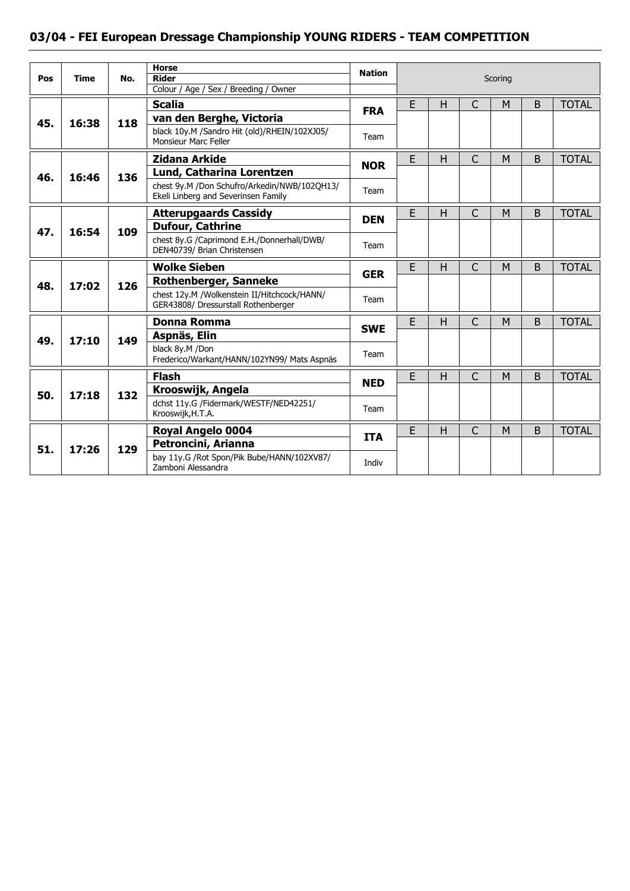## 03/04 - FEI European Dressage Championship YOUNG RIDERS - TEAM COMPETITION

| Pos | Time | No. | Horse / Rider / Colour / Age / Sex / Breeding / Owner | Nation | E | H | C | M | B | TOTAL |
|---|---|---|---|---|---|---|---|---|---|---|
| 45. | 16:38 | 118 | **Scalia**<br>**van den Berghe, Victoria**<br>black 10y.M /Sandro Hit (old)/RHEIN/102XJ05/ Monsieur Marc Feller | **FRA**<br>Team | | | | | | |
| 46. | 16:46 | 136 | **Zidana Arkide**<br>**Lund, Catharina Lorentzen**<br>chest 9y.M /Don Schufro/Arkedin/NWB/102QH13/ Ekeli Linberg and Severinsen Family | **NOR**<br>Team | | | | | | |
| 47. | 16:54 | 109 | **Atterupgaards Cassidy**<br>**Dufour, Cathrine**<br>chest 8y.G /Caprimond E.H./Donnerhall/DWB/ DEN40739/ Brian Christensen | **DEN**<br>Team | | | | | | |
| 48. | 17:02 | 126 | **Wolke Sieben**<br>**Rothenberger, Sanneke**<br>chest 12y.M /Wolkenstein II/Hitchcock/HANN/ GER43808/ Dressurstall Rothenberger | **GER**<br>Team | | | | | | |
| 49. | 17:10 | 149 | **Donna Romma**<br>**Aspnäs, Elin**<br>black 8y.M /Don Frederico/Warkant/HANN/102YN99/ Mats Aspnäs | **SWE**<br>Team | | | | | | |
| 50. | 17:18 | 132 | **Flash**<br>**Krooswijk, Angela**<br>dchst 11y.G /Fidermark/WESTF/NED42251/ Krooswijk,H.T.A. | **NED**<br>Team | | | | | | |
| 51. | 17:26 | 129 | **Royal Angelo 0004**<br>**Petroncini, Arianna**<br>bay 11y.G /Rot Spon/Pik Bube/HANN/102XV87/ Zamboni Alessandra | **ITA**<br>Indiv | | | | | | |